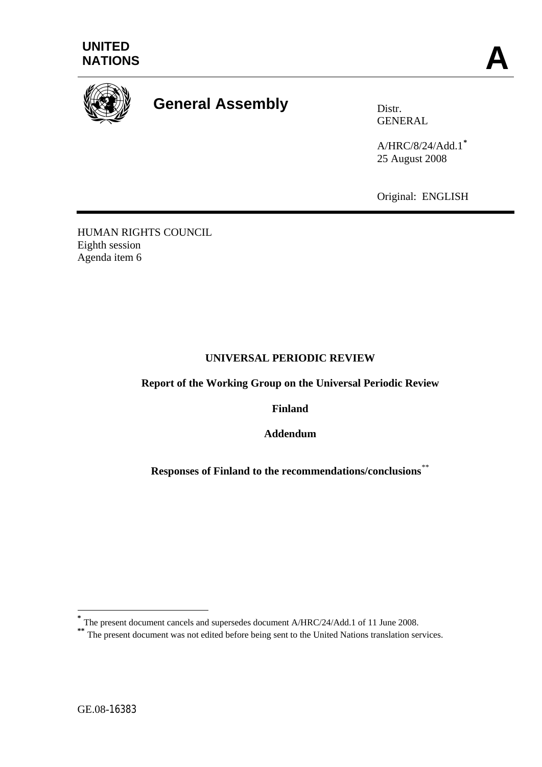UNITED NATIONS

**A**

# General Assembly

Distr.
GENERAL

A/HRC/8/24/Add.1[*]
25 August 2008

Original: ENGLISH

HUMAN RIGHTS COUNCIL
Eighth session
Agenda item 6

## UNIVERSAL PERIODIC REVIEW

**Report of the Working Group on the Universal Periodic Review**

**Finland**

**Addendum**

**Responses of Finland to the recommendations/conclusions**[**]

---

[*] The present document cancels and supersedes document A/HRC/24/Add.1 of 11 June 2008.

[**] The present document was not edited before being sent to the United Nations translation services.

GE.08-16383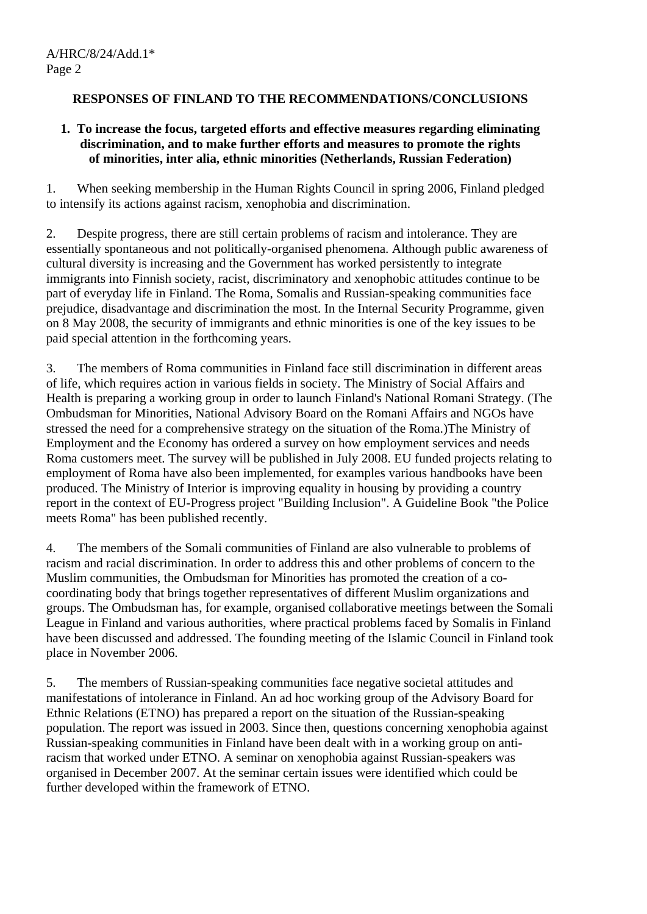## RESPONSES OF FINLAND TO THE RECOMMENDATIONS/CONCLUSIONS

### 1. To increase the focus, targeted efforts and effective measures regarding eliminating discrimination, and to make further efforts and measures to promote the rights of minorities, inter alia, ethnic minorities (Netherlands, Russian Federation)

1. When seeking membership in the Human Rights Council in spring 2006, Finland pledged to intensify its actions against racism, xenophobia and discrimination.

2. Despite progress, there are still certain problems of racism and intolerance. They are essentially spontaneous and not politically-organised phenomena. Although public awareness of cultural diversity is increasing and the Government has worked persistently to integrate immigrants into Finnish society, racist, discriminatory and xenophobic attitudes continue to be part of everyday life in Finland. The Roma, Somalis and Russian-speaking communities face prejudice, disadvantage and discrimination the most. In the Internal Security Programme, given on 8 May 2008, the security of immigrants and ethnic minorities is one of the key issues to be paid special attention in the forthcoming years.

3. The members of Roma communities in Finland face still discrimination in different areas of life, which requires action in various fields in society. The Ministry of Social Affairs and Health is preparing a working group in order to launch Finland's National Romani Strategy. (The Ombudsman for Minorities, National Advisory Board on the Romani Affairs and NGOs have stressed the need for a comprehensive strategy on the situation of the Roma.)The Ministry of Employment and the Economy has ordered a survey on how employment services and needs Roma customers meet. The survey will be published in July 2008. EU funded projects relating to employment of Roma have also been implemented, for examples various handbooks have been produced. The Ministry of Interior is improving equality in housing by providing a country report in the context of EU-Progress project "Building Inclusion". A Guideline Book "the Police meets Roma" has been published recently.

4. The members of the Somali communities of Finland are also vulnerable to problems of racism and racial discrimination. In order to address this and other problems of concern to the Muslim communities, the Ombudsman for Minorities has promoted the creation of a co-coordinating body that brings together representatives of different Muslim organizations and groups. The Ombudsman has, for example, organised collaborative meetings between the Somali League in Finland and various authorities, where practical problems faced by Somalis in Finland have been discussed and addressed. The founding meeting of the Islamic Council in Finland took place in November 2006.

5. The members of Russian-speaking communities face negative societal attitudes and manifestations of intolerance in Finland. An ad hoc working group of the Advisory Board for Ethnic Relations (ETNO) has prepared a report on the situation of the Russian-speaking population. The report was issued in 2003. Since then, questions concerning xenophobia against Russian-speaking communities in Finland have been dealt with in a working group on anti-racism that worked under ETNO. A seminar on xenophobia against Russian-speakers was organised in December 2007. At the seminar certain issues were identified which could be further developed within the framework of ETNO.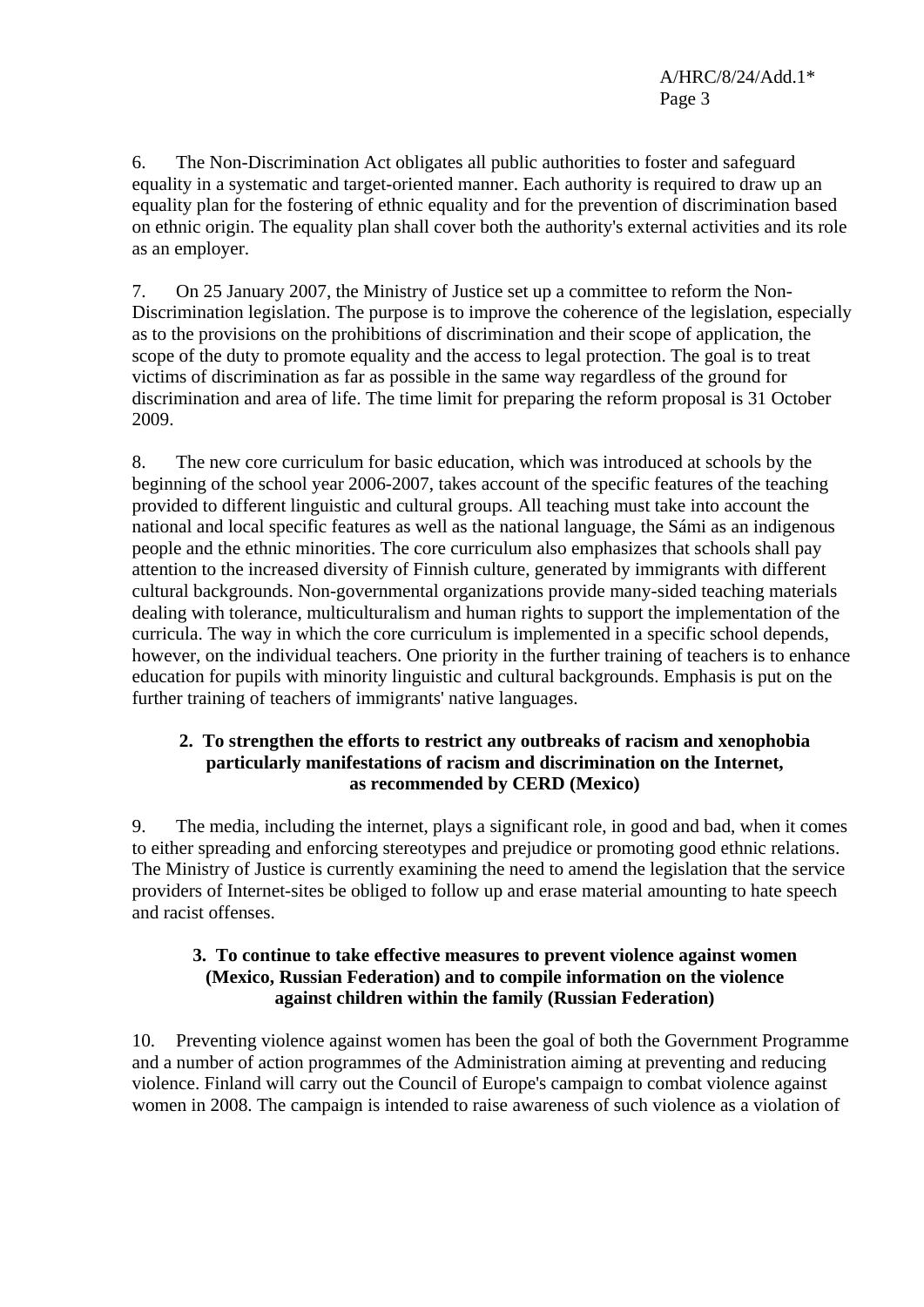6. The Non-Discrimination Act obligates all public authorities to foster and safeguard equality in a systematic and target-oriented manner. Each authority is required to draw up an equality plan for the fostering of ethnic equality and for the prevention of discrimination based on ethnic origin. The equality plan shall cover both the authority's external activities and its role as an employer.

7. On 25 January 2007, the Ministry of Justice set up a committee to reform the Non-Discrimination legislation. The purpose is to improve the coherence of the legislation, especially as to the provisions on the prohibitions of discrimination and their scope of application, the scope of the duty to promote equality and the access to legal protection. The goal is to treat victims of discrimination as far as possible in the same way regardless of the ground for discrimination and area of life. The time limit for preparing the reform proposal is 31 October 2009.

8. The new core curriculum for basic education, which was introduced at schools by the beginning of the school year 2006-2007, takes account of the specific features of the teaching provided to different linguistic and cultural groups. All teaching must take into account the national and local specific features as well as the national language, the Sámi as an indigenous people and the ethnic minorities. The core curriculum also emphasizes that schools shall pay attention to the increased diversity of Finnish culture, generated by immigrants with different cultural backgrounds. Non-governmental organizations provide many-sided teaching materials dealing with tolerance, multiculturalism and human rights to support the implementation of the curricula. The way in which the core curriculum is implemented in a specific school depends, however, on the individual teachers. One priority in the further training of teachers is to enhance education for pupils with minority linguistic and cultural backgrounds. Emphasis is put on the further training of teachers of immigrants' native languages.

### 2. To strengthen the efforts to restrict any outbreaks of racism and xenophobia particularly manifestations of racism and discrimination on the Internet, as recommended by CERD (Mexico)

9. The media, including the internet, plays a significant role, in good and bad, when it comes to either spreading and enforcing stereotypes and prejudice or promoting good ethnic relations. The Ministry of Justice is currently examining the need to amend the legislation that the service providers of Internet-sites be obliged to follow up and erase material amounting to hate speech and racist offenses.

### 3. To continue to take effective measures to prevent violence against women (Mexico, Russian Federation) and to compile information on the violence against children within the family (Russian Federation)

10. Preventing violence against women has been the goal of both the Government Programme and a number of action programmes of the Administration aiming at preventing and reducing violence. Finland will carry out the Council of Europe's campaign to combat violence against women in 2008. The campaign is intended to raise awareness of such violence as a violation of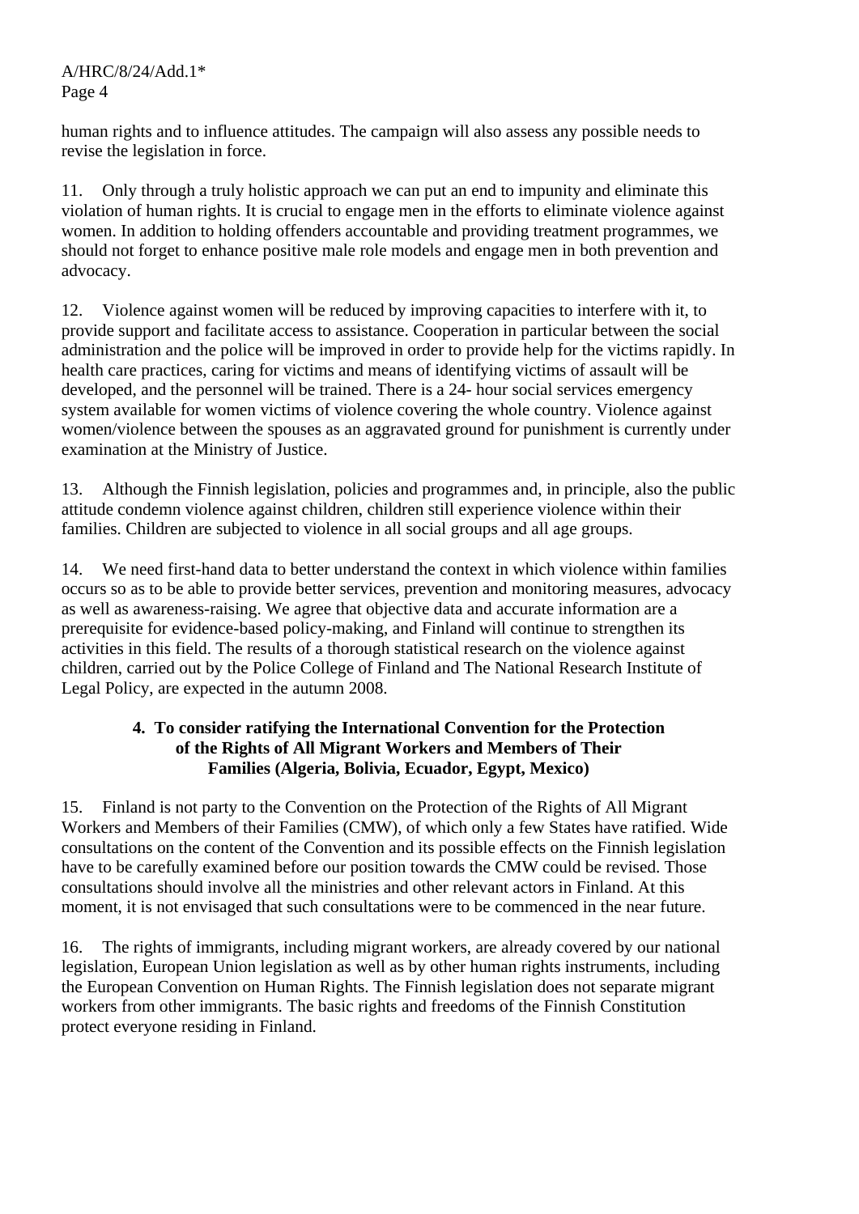human rights and to influence attitudes. The campaign will also assess any possible needs to revise the legislation in force.

11. Only through a truly holistic approach we can put an end to impunity and eliminate this violation of human rights. It is crucial to engage men in the efforts to eliminate violence against women. In addition to holding offenders accountable and providing treatment programmes, we should not forget to enhance positive male role models and engage men in both prevention and advocacy.

12. Violence against women will be reduced by improving capacities to interfere with it, to provide support and facilitate access to assistance. Cooperation in particular between the social administration and the police will be improved in order to provide help for the victims rapidly. In health care practices, caring for victims and means of identifying victims of assault will be developed, and the personnel will be trained. There is a 24- hour social services emergency system available for women victims of violence covering the whole country. Violence against women/violence between the spouses as an aggravated ground for punishment is currently under examination at the Ministry of Justice.

13. Although the Finnish legislation, policies and programmes and, in principle, also the public attitude condemn violence against children, children still experience violence within their families. Children are subjected to violence in all social groups and all age groups.

14. We need first-hand data to better understand the context in which violence within families occurs so as to be able to provide better services, prevention and monitoring measures, advocacy as well as awareness-raising. We agree that objective data and accurate information are a prerequisite for evidence-based policy-making, and Finland will continue to strengthen its activities in this field. The results of a thorough statistical research on the violence against children, carried out by the Police College of Finland and The National Research Institute of Legal Policy, are expected in the autumn 2008.

### 4. To consider ratifying the International Convention for the Protection of the Rights of All Migrant Workers and Members of Their Families (Algeria, Bolivia, Ecuador, Egypt, Mexico)

15. Finland is not party to the Convention on the Protection of the Rights of All Migrant Workers and Members of their Families (CMW), of which only a few States have ratified. Wide consultations on the content of the Convention and its possible effects on the Finnish legislation have to be carefully examined before our position towards the CMW could be revised. Those consultations should involve all the ministries and other relevant actors in Finland. At this moment, it is not envisaged that such consultations were to be commenced in the near future.

16. The rights of immigrants, including migrant workers, are already covered by our national legislation, European Union legislation as well as by other human rights instruments, including the European Convention on Human Rights. The Finnish legislation does not separate migrant workers from other immigrants. The basic rights and freedoms of the Finnish Constitution protect everyone residing in Finland.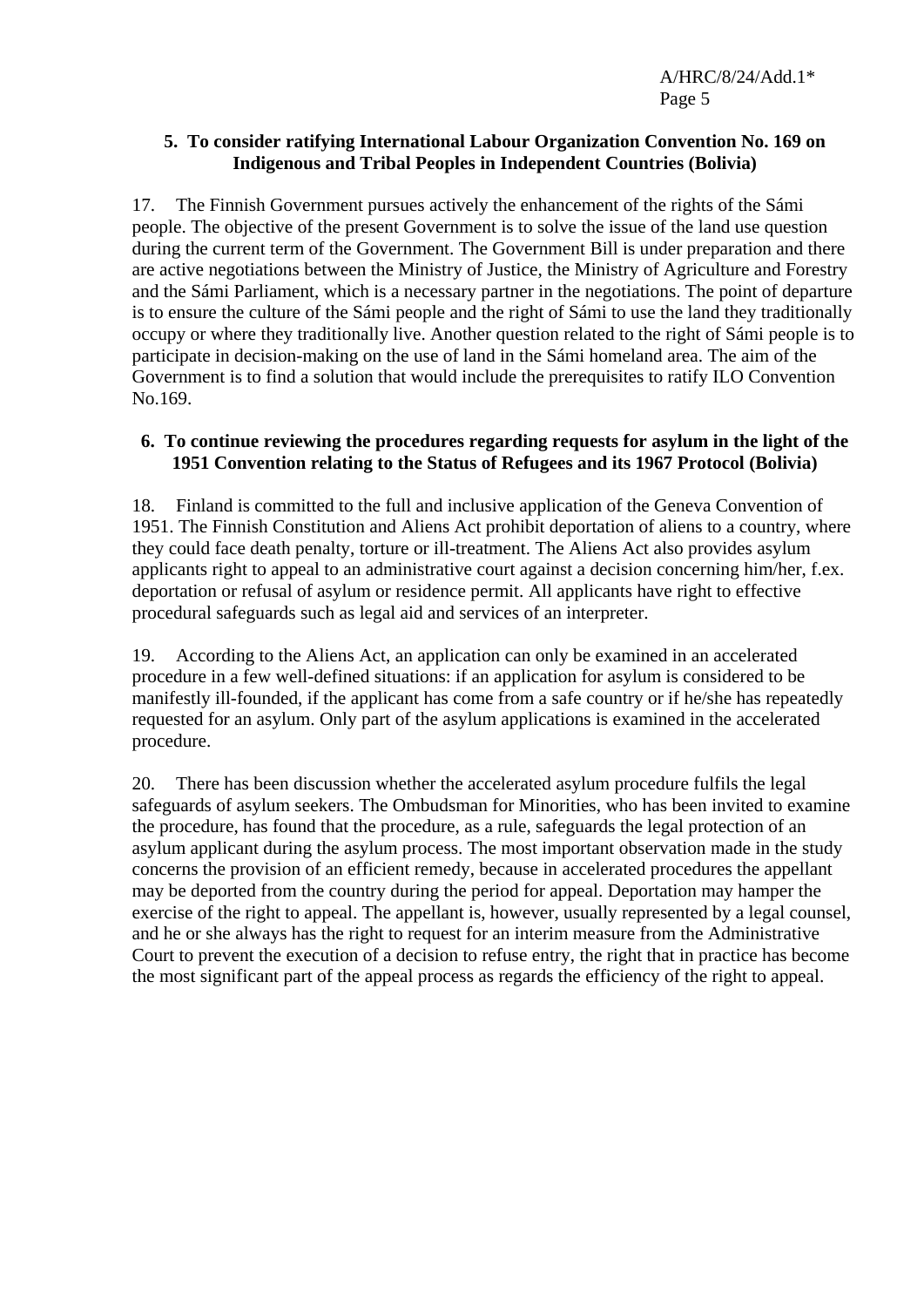**5. To consider ratifying International Labour Organization Convention No. 169 on Indigenous and Tribal Peoples in Independent Countries (Bolivia)**

17. The Finnish Government pursues actively the enhancement of the rights of the Sámi people. The objective of the present Government is to solve the issue of the land use question during the current term of the Government. The Government Bill is under preparation and there are active negotiations between the Ministry of Justice, the Ministry of Agriculture and Forestry and the Sámi Parliament, which is a necessary partner in the negotiations. The point of departure is to ensure the culture of the Sámi people and the right of Sámi to use the land they traditionally occupy or where they traditionally live. Another question related to the right of Sámi people is to participate in decision-making on the use of land in the Sámi homeland area. The aim of the Government is to find a solution that would include the prerequisites to ratify ILO Convention No.169.

**6. To continue reviewing the procedures regarding requests for asylum in the light of the 1951 Convention relating to the Status of Refugees and its 1967 Protocol (Bolivia)**

18. Finland is committed to the full and inclusive application of the Geneva Convention of 1951. The Finnish Constitution and Aliens Act prohibit deportation of aliens to a country, where they could face death penalty, torture or ill-treatment. The Aliens Act also provides asylum applicants right to appeal to an administrative court against a decision concerning him/her, f.ex. deportation or refusal of asylum or residence permit. All applicants have right to effective procedural safeguards such as legal aid and services of an interpreter.

19. According to the Aliens Act, an application can only be examined in an accelerated procedure in a few well-defined situations: if an application for asylum is considered to be manifestly ill-founded, if the applicant has come from a safe country or if he/she has repeatedly requested for an asylum. Only part of the asylum applications is examined in the accelerated procedure.

20. There has been discussion whether the accelerated asylum procedure fulfils the legal safeguards of asylum seekers. The Ombudsman for Minorities, who has been invited to examine the procedure, has found that the procedure, as a rule, safeguards the legal protection of an asylum applicant during the asylum process. The most important observation made in the study concerns the provision of an efficient remedy, because in accelerated procedures the appellant may be deported from the country during the period for appeal. Deportation may hamper the exercise of the right to appeal. The appellant is, however, usually represented by a legal counsel, and he or she always has the right to request for an interim measure from the Administrative Court to prevent the execution of a decision to refuse entry, the right that in practice has become the most significant part of the appeal process as regards the efficiency of the right to appeal.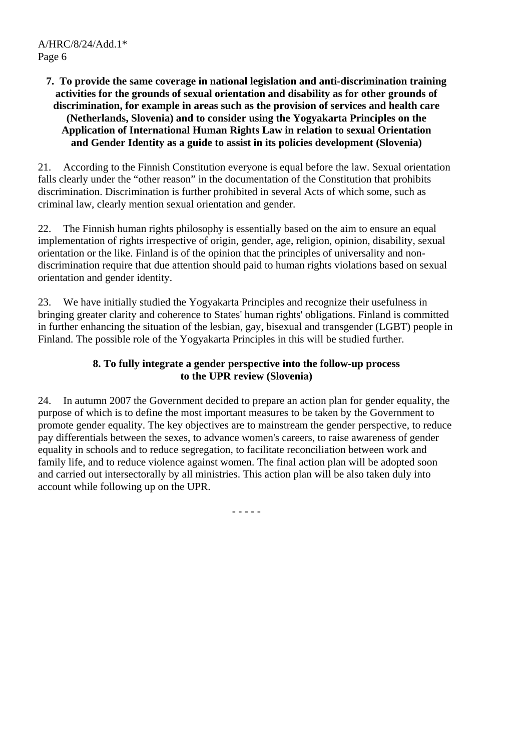**7. To provide the same coverage in national legislation and anti-discrimination training activities for the grounds of sexual orientation and disability as for other grounds of discrimination, for example in areas such as the provision of services and health care (Netherlands, Slovenia) and to consider using the Yogyakarta Principles on the Application of International Human Rights Law in relation to sexual Orientation and Gender Identity as a guide to assist in its policies development (Slovenia)**

21. According to the Finnish Constitution everyone is equal before the law. Sexual orientation falls clearly under the "other reason" in the documentation of the Constitution that prohibits discrimination. Discrimination is further prohibited in several Acts of which some, such as criminal law, clearly mention sexual orientation and gender.

22. The Finnish human rights philosophy is essentially based on the aim to ensure an equal implementation of rights irrespective of origin, gender, age, religion, opinion, disability, sexual orientation or the like. Finland is of the opinion that the principles of universality and non-discrimination require that due attention should paid to human rights violations based on sexual orientation and gender identity.

23. We have initially studied the Yogyakarta Principles and recognize their usefulness in bringing greater clarity and coherence to States' human rights' obligations. Finland is committed in further enhancing the situation of the lesbian, gay, bisexual and transgender (LGBT) people in Finland. The possible role of the Yogyakarta Principles in this will be studied further.

**8. To fully integrate a gender perspective into the follow-up process to the UPR review (Slovenia)**

24. In autumn 2007 the Government decided to prepare an action plan for gender equality, the purpose of which is to define the most important measures to be taken by the Government to promote gender equality. The key objectives are to mainstream the gender perspective, to reduce pay differentials between the sexes, to advance women's careers, to raise awareness of gender equality in schools and to reduce segregation, to facilitate reconciliation between work and family life, and to reduce violence against women. The final action plan will be adopted soon and carried out intersectorally by all ministries. This action plan will be also taken duly into account while following up on the UPR.

- - - - -